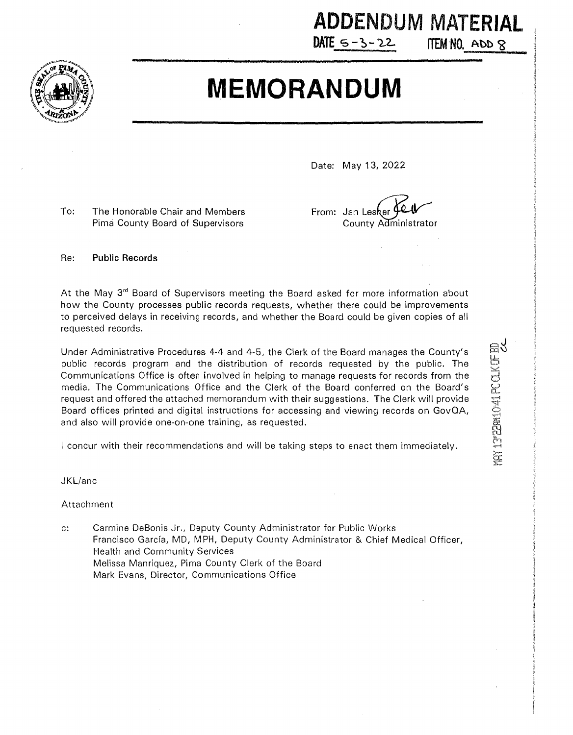**ADDENDUM MATERIAL**

DATE 5-3-22 ITEM NO. ADD 8

# MEMORANDUM

Date: May 13, 2022

To: The Honorable Chair and Members
Pima County Board of Supervisors

From: Jan Lesher
County Administrator

Re: **Public Records**

At the May 3rd Board of Supervisors meeting the Board asked for more information about how the County processes public records requests, whether there could be improvements to perceived delays in receiving records, and whether the Board could be given copies of all requested records.

Under Administrative Procedures 4-4 and 4-5, the Clerk of the Board manages the County's public records program and the distribution of records requested by the public. The Communications Office is often involved in helping to manage requests for records from the media. The Communications Office and the Clerk of the Board conferred on the Board's request and offered the attached memorandum with their suggestions. The Clerk will provide Board offices printed and digital instructions for accessing and viewing records on GovQA, and also will provide one-on-one training, as requested.

I concur with their recommendations and will be taking steps to enact them immediately.

MAY 13'22 AM 10:41 PC CLK OF BD

JKL/anc

Attachment

c: Carmine DeBonis Jr., Deputy County Administrator for Public Works
Francisco García, MD, MPH, Deputy County Administrator & Chief Medical Officer, Health and Community Services
Melissa Manriquez, Pima County Clerk of the Board
Mark Evans, Director, Communications Office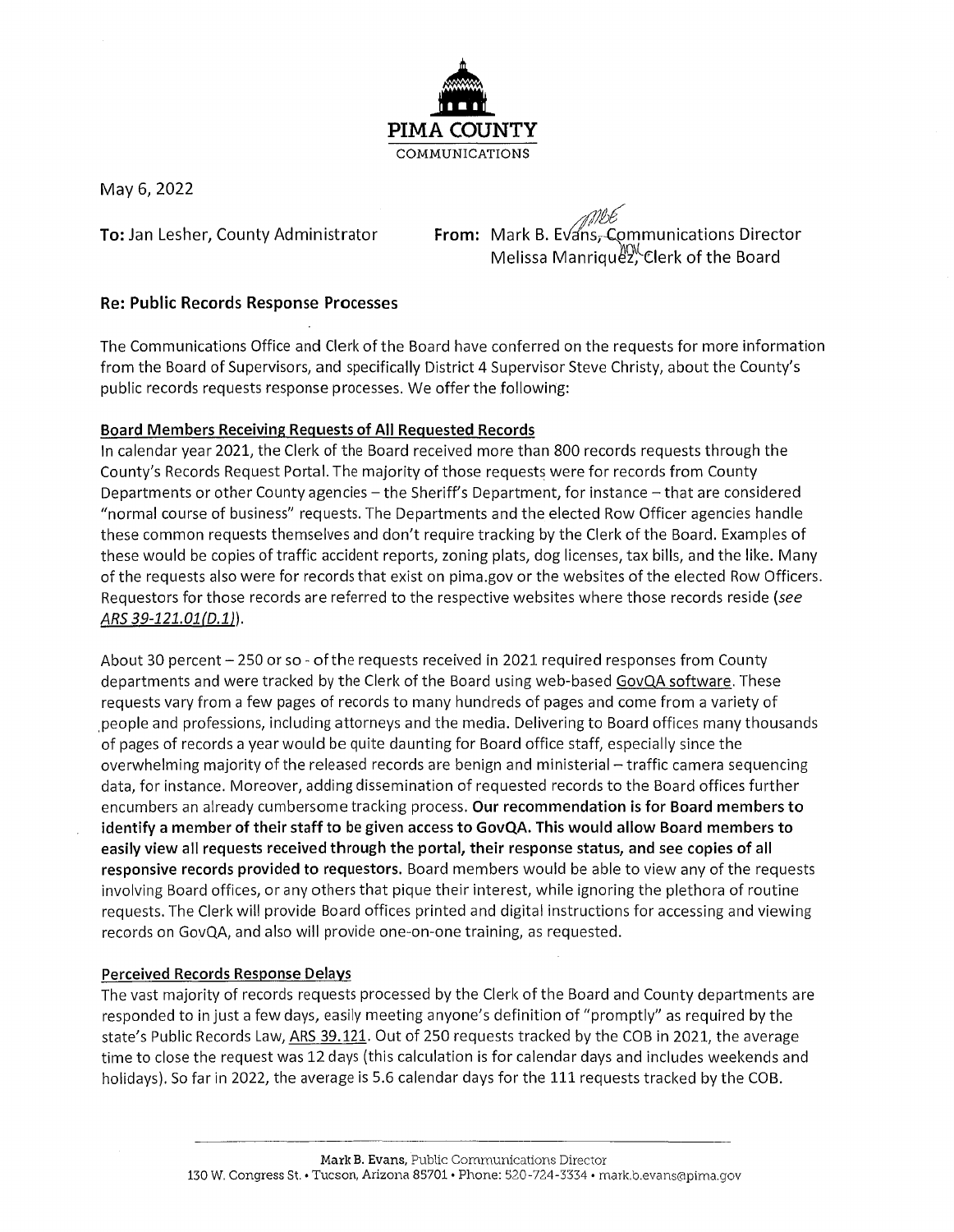PIMA COUNTY
COMMUNICATIONS

May 6, 2022

**To:** Jan Lesher, County Administrator

**From:** Mark B. Evans, Communications Director
Melissa Manriquez, Clerk of the Board

## Re: Public Records Response Processes

The Communications Office and Clerk of the Board have conferred on the requests for more information from the Board of Supervisors, and specifically District 4 Supervisor Steve Christy, about the County's public records requests response processes. We offer the following:

### Board Members Receiving Requests of All Requested Records

In calendar year 2021, the Clerk of the Board received more than 800 records requests through the County's Records Request Portal. The majority of those requests were for records from County Departments or other County agencies – the Sheriff's Department, for instance – that are considered "normal course of business" requests. The Departments and the elected Row Officer agencies handle these common requests themselves and don't require tracking by the Clerk of the Board. Examples of these would be copies of traffic accident reports, zoning plats, dog licenses, tax bills, and the like. Many of the requests also were for records that exist on pima.gov or the websites of the elected Row Officers. Requestors for those records are referred to the respective websites where those records reside (*see ARS 39-121.01(D.1)*).

About 30 percent – 250 or so - of the requests received in 2021 required responses from County departments and were tracked by the Clerk of the Board using web-based GovQA software. These requests vary from a few pages of records to many hundreds of pages and come from a variety of people and professions, including attorneys and the media. Delivering to Board offices many thousands of pages of records a year would be quite daunting for Board office staff, especially since the overwhelming majority of the released records are benign and ministerial – traffic camera sequencing data, for instance. Moreover, adding dissemination of requested records to the Board offices further encumbers an already cumbersome tracking process. **Our recommendation is for Board members to identify a member of their staff to be given access to GovQA. This would allow Board members to easily view all requests received through the portal, their response status, and see copies of all responsive records provided to requestors.** Board members would be able to view any of the requests involving Board offices, or any others that pique their interest, while ignoring the plethora of routine requests. The Clerk will provide Board offices printed and digital instructions for accessing and viewing records on GovQA, and also will provide one-on-one training, as requested.

### Perceived Records Response Delays

The vast majority of records requests processed by the Clerk of the Board and County departments are responded to in just a few days, easily meeting anyone's definition of "promptly" as required by the state's Public Records Law, ARS 39.121. Out of 250 requests tracked by the COB in 2021, the average time to close the request was 12 days (this calculation is for calendar days and includes weekends and holidays). So far in 2022, the average is 5.6 calendar days for the 111 requests tracked by the COB.

Mark B. Evans, Public Communications Director
130 W. Congress St. • Tucson, Arizona 85701 • Phone: 520-724-3334 • mark.b.evans@pima.gov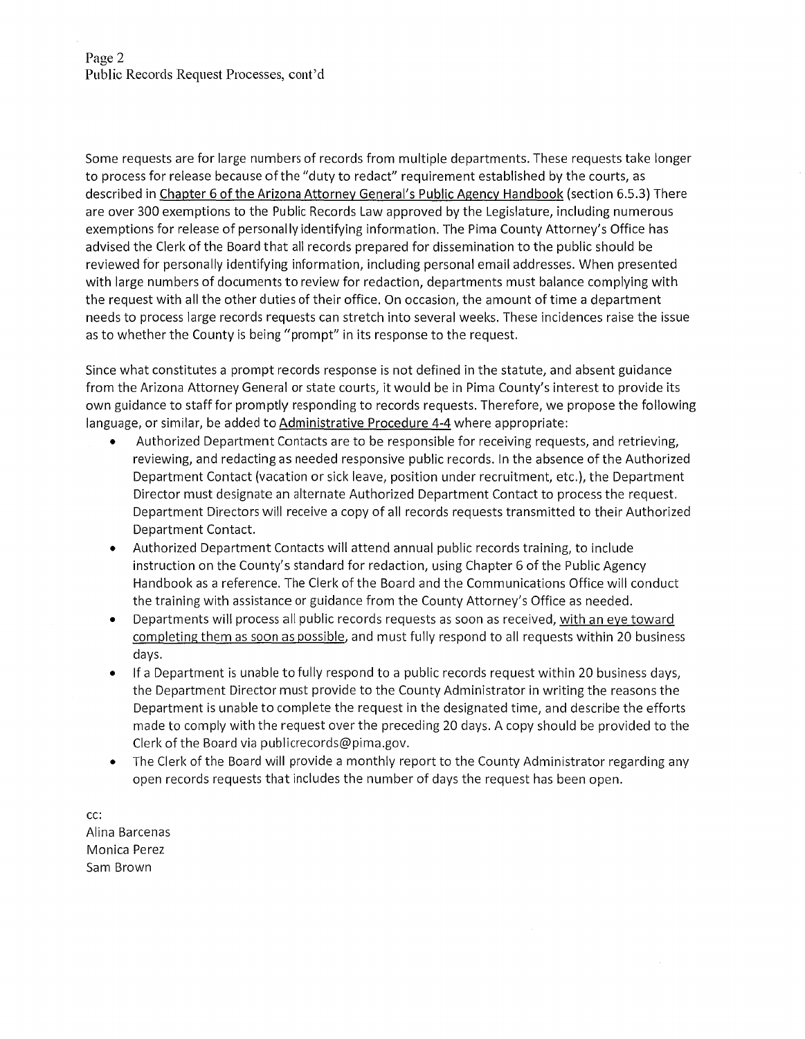Some requests are for large numbers of records from multiple departments. These requests take longer to process for release because of the "duty to redact" requirement established by the courts, as described in <u>Chapter 6 of the Arizona Attorney General's Public Agency Handbook</u> (section 6.5.3) There are over 300 exemptions to the Public Records Law approved by the Legislature, including numerous exemptions for release of personally identifying information. The Pima County Attorney's Office has advised the Clerk of the Board that all records prepared for dissemination to the public should be reviewed for personally identifying information, including personal email addresses. When presented with large numbers of documents to review for redaction, departments must balance complying with the request with all the other duties of their office. On occasion, the amount of time a department needs to process large records requests can stretch into several weeks. These incidences raise the issue as to whether the County is being "prompt" in its response to the request.

Since what constitutes a prompt records response is not defined in the statute, and absent guidance from the Arizona Attorney General or state courts, it would be in Pima County's interest to provide its own guidance to staff for promptly responding to records requests. Therefore, we propose the following language, or similar, be added to <u>Administrative Procedure 4-4</u> where appropriate:

- Authorized Department Contacts are to be responsible for receiving requests, and retrieving, reviewing, and redacting as needed responsive public records. In the absence of the Authorized Department Contact (vacation or sick leave, position under recruitment, etc.), the Department Director must designate an alternate Authorized Department Contact to process the request. Department Directors will receive a copy of all records requests transmitted to their Authorized Department Contact.
- Authorized Department Contacts will attend annual public records training, to include instruction on the County's standard for redaction, using Chapter 6 of the Public Agency Handbook as a reference. The Clerk of the Board and the Communications Office will conduct the training with assistance or guidance from the County Attorney's Office as needed.
- Departments will process all public records requests as soon as received, <u>with an eye toward completing them as soon as possible</u>, and must fully respond to all requests within 20 business days.
- If a Department is unable to fully respond to a public records request within 20 business days, the Department Director must provide to the County Administrator in writing the reasons the Department is unable to complete the request in the designated time, and describe the efforts made to comply with the request over the preceding 20 days. A copy should be provided to the Clerk of the Board via publicrecords@pima.gov.
- The Clerk of the Board will provide a monthly report to the County Administrator regarding any open records requests that includes the number of days the request has been open.

cc:
Alina Barcenas
Monica Perez
Sam Brown